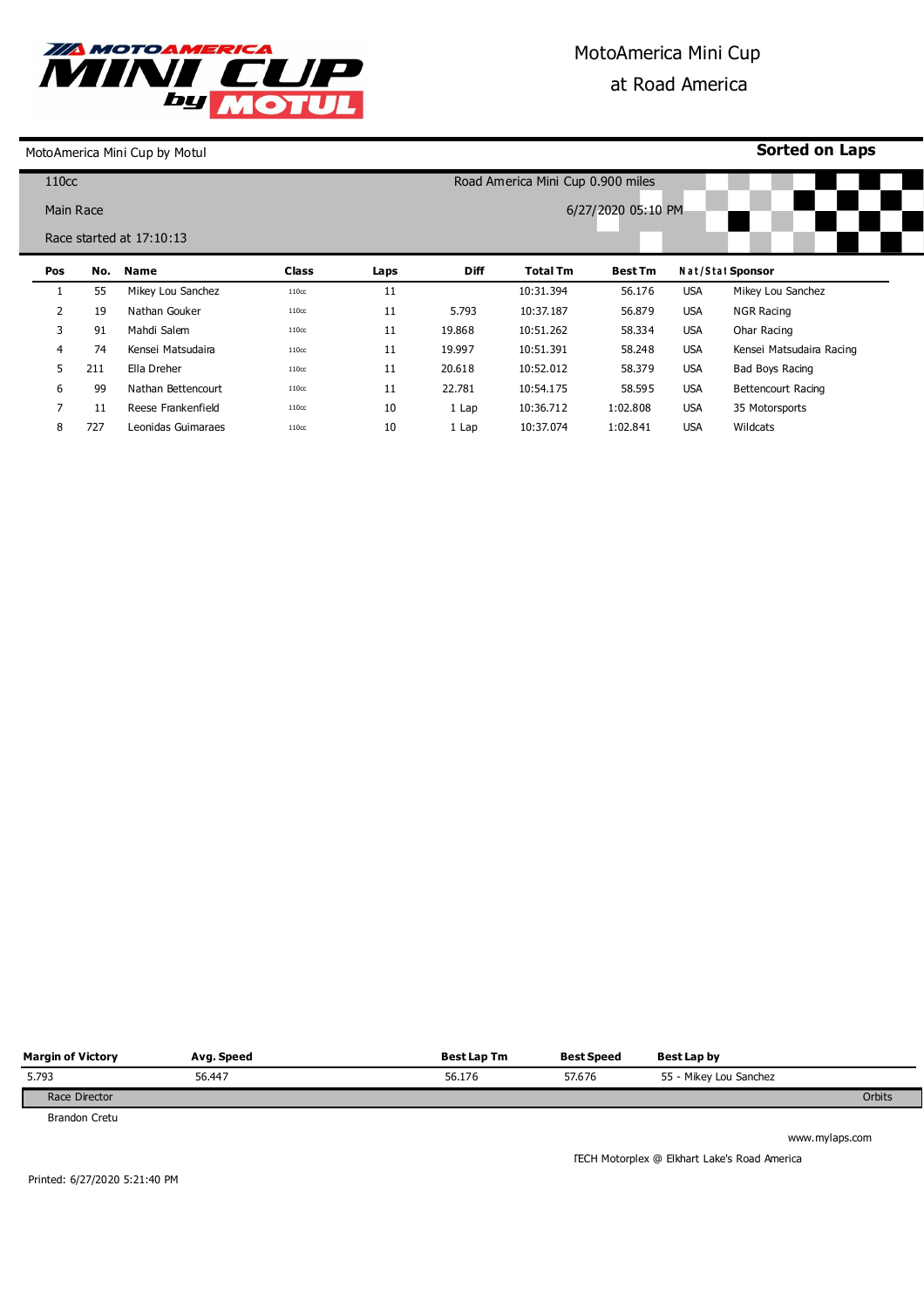# MotoAmerica Mini Cup

## at Road America

MotoAmerica Mini Cup by Motul

**Sorted on Laps**

110cc

Road America Mini Cup 0.900 miles

Main Race

6/27/2020 05:10 PM

Race started at 17:10:13

| Pos | No. | Name | Class | Laps | Diff | Total Tm | Best Tm | Nat/Stat | Sponsor |
|---|---|---|---|---|---|---|---|---|---|
| 1 | 55 | Mikey Lou Sanchez | 110cc | 11 | | 10:31.394 | 56.176 | USA | Mikey Lou Sanchez |
| 2 | 19 | Nathan Gouker | 110cc | 11 | 5.793 | 10:37.187 | 56.879 | USA | NGR Racing |
| 3 | 91 | Mahdi Salem | 110cc | 11 | 19.868 | 10:51.262 | 58.334 | USA | Ohar Racing |
| 4 | 74 | Kensei Matsudaira | 110cc | 11 | 19.997 | 10:51.391 | 58.248 | USA | Kensei Matsudaira Racing |
| 5 | 211 | Ella Dreher | 110cc | 11 | 20.618 | 10:52.012 | 58.379 | USA | Bad Boys Racing |
| 6 | 99 | Nathan Bettencourt | 110cc | 11 | 22.781 | 10:54.175 | 58.595 | USA | Bettencourt Racing |
| 7 | 11 | Reese Frankenfield | 110cc | 10 | 1 Lap | 10:36.712 | 1:02.808 | USA | 35 Motorsports |
| 8 | 727 | Leonidas Guimaraes | 110cc | 10 | 1 Lap | 10:37.074 | 1:02.841 | USA | Wildcats |

| Margin of Victory | Avg. Speed | Best Lap Tm | Best Speed | Best Lap by |
|---|---|---|---|---|
| 5.793 | 56.447 | 56.176 | 57.676 | 55 - Mikey Lou Sanchez |

Race Director

Brandon Cretu

Orbits

www.mylaps.com

TECH Motorplex @ Elkhart Lake's Road America

Printed: 6/27/2020 5:21:40 PM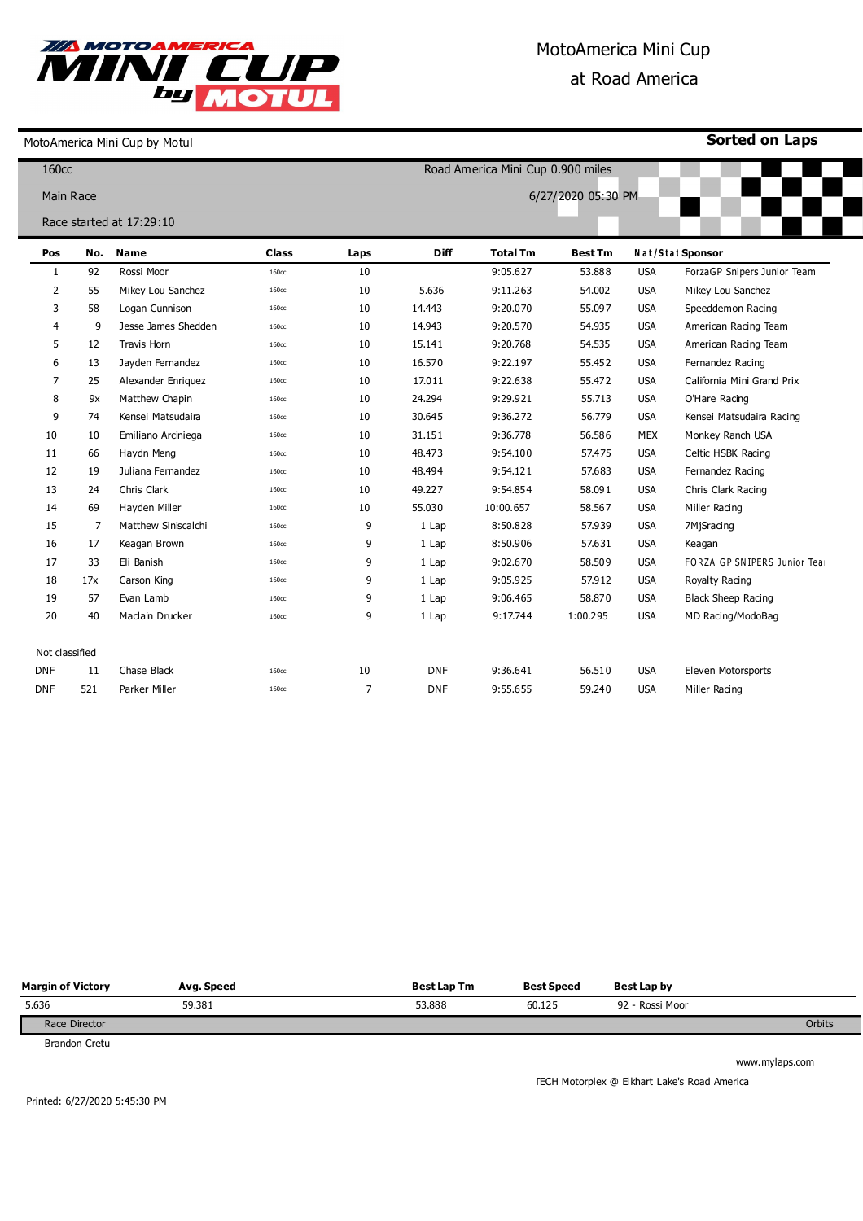# MotoAmerica Mini Cup

at Road America

MotoAmerica Mini Cup by Motul

**Sorted on Laps**

160cc

Main Race

Race started at 17:29:10

Road America Mini Cup 0.900 miles

6/27/2020 05:30 PM

| Pos | No. | Name | Class | Laps | Diff | Total Tm | Best Tm | Nat/Stat | Sponsor |
|---|---|---|---|---|---|---|---|---|---|
| 1 | 92 | Rossi Moor | 160cc | 10 | | 9:05.627 | 53.888 | USA | ForzaGP Snipers Junior Team |
| 2 | 55 | Mikey Lou Sanchez | 160cc | 10 | 5.636 | 9:11.263 | 54.002 | USA | Mikey Lou Sanchez |
| 3 | 58 | Logan Cunnison | 160cc | 10 | 14.443 | 9:20.070 | 55.097 | USA | Speeddemon Racing |
| 4 | 9 | Jesse James Shedden | 160cc | 10 | 14.943 | 9:20.570 | 54.935 | USA | American Racing Team |
| 5 | 12 | Travis Horn | 160cc | 10 | 15.141 | 9:20.768 | 54.535 | USA | American Racing Team |
| 6 | 13 | Jayden Fernandez | 160cc | 10 | 16.570 | 9:22.197 | 55.452 | USA | Fernandez Racing |
| 7 | 25 | Alexander Enriquez | 160cc | 10 | 17.011 | 9:22.638 | 55.472 | USA | California Mini Grand Prix |
| 8 | 9x | Matthew Chapin | 160cc | 10 | 24.294 | 9:29.921 | 55.713 | USA | O'Hare Racing |
| 9 | 74 | Kensei Matsudaira | 160cc | 10 | 30.645 | 9:36.272 | 56.779 | USA | Kensei Matsudaira Racing |
| 10 | 10 | Emiliano Arciniega | 160cc | 10 | 31.151 | 9:36.778 | 56.586 | MEX | Monkey Ranch USA |
| 11 | 66 | Haydn Meng | 160cc | 10 | 48.473 | 9:54.100 | 57.475 | USA | Celtic HSBK Racing |
| 12 | 19 | Juliana Fernandez | 160cc | 10 | 48.494 | 9:54.121 | 57.683 | USA | Fernandez Racing |
| 13 | 24 | Chris Clark | 160cc | 10 | 49.227 | 9:54.854 | 58.091 | USA | Chris Clark Racing |
| 14 | 69 | Hayden Miller | 160cc | 10 | 55.030 | 10:00.657 | 58.567 | USA | Miller Racing |
| 15 | 7 | Matthew Siniscalchi | 160cc | 9 | 1 Lap | 8:50.828 | 57.939 | USA | 7MjSracing |
| 16 | 17 | Keagan Brown | 160cc | 9 | 1 Lap | 8:50.906 | 57.631 | USA | Keagan |
| 17 | 33 | Eli Banish | 160cc | 9 | 1 Lap | 9:02.670 | 58.509 | USA | FORZA GP SNIPERS Junior Tea |
| 18 | 17x | Carson King | 160cc | 9 | 1 Lap | 9:05.925 | 57.912 | USA | Royalty Racing |
| 19 | 57 | Evan Lamb | 160cc | 9 | 1 Lap | 9:06.465 | 58.870 | USA | Black Sheep Racing |
| 20 | 40 | Maclain Drucker | 160cc | 9 | 1 Lap | 9:17.744 | 1:00.295 | USA | MD Racing/ModoBag |
| Not classified | | | | | | | | | |
| DNF | 11 | Chase Black | 160cc | 10 | DNF | 9:36.641 | 56.510 | USA | Eleven Motorsports |
| DNF | 521 | Parker Miller | 160cc | 7 | DNF | 9:55.655 | 59.240 | USA | Miller Racing |

| Margin of Victory | Avg. Speed | Best Lap Tm | Best Speed | Best Lap by |
|---|---|---|---|---|
| 5.636 | 59.381 | 53.888 | 60.125 | 92 - Rossi Moor |

Race Director

Brandon Cretu

Orbits

www.mylaps.com

TECH Motorplex @ Elkhart Lake's Road America

Printed: 6/27/2020 5:45:30 PM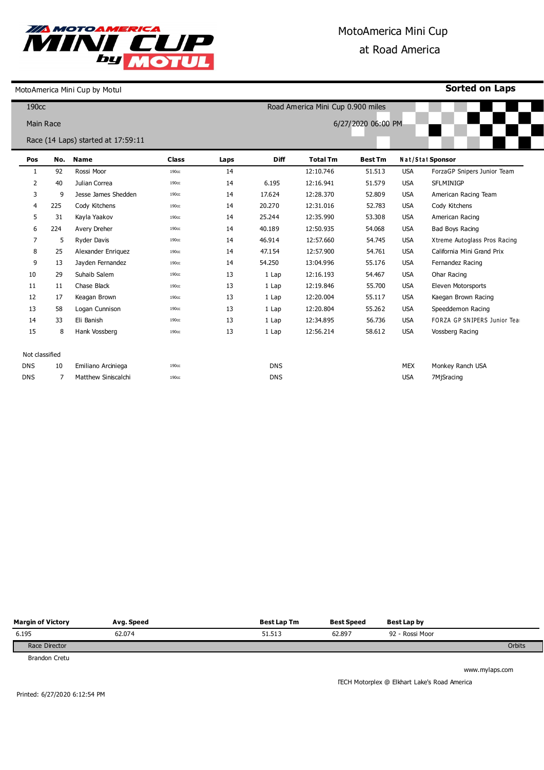# MotoAmerica Mini Cup

at Road America

MotoAmerica Mini Cup by Motul

**Sorted on Laps**

190cc

Main Race

Race (14 Laps) started at 17:59:11

Road America Mini Cup 0.900 miles

6/27/2020 06:00 PM

| Pos | No. | Name | Class | Laps | Diff | Total Tm | Best Tm | Nat/Stat | Sponsor |
|---|---|---|---|---|---|---|---|---|---|
| 1 | 92 | Rossi Moor | 190cc | 14 | | 12:10.746 | 51.513 | USA | ForzaGP Snipers Junior Team |
| 2 | 40 | Julian Correa | 190cc | 14 | 6.195 | 12:16.941 | 51.579 | USA | SFLMINIGP |
| 3 | 9 | Jesse James Shedden | 190cc | 14 | 17.624 | 12:28.370 | 52.809 | USA | American Racing Team |
| 4 | 225 | Cody Kitchens | 190cc | 14 | 20.270 | 12:31.016 | 52.783 | USA | Cody Kitchens |
| 5 | 31 | Kayla Yaakov | 190cc | 14 | 25.244 | 12:35.990 | 53.308 | USA | American Racing |
| 6 | 224 | Avery Dreher | 190cc | 14 | 40.189 | 12:50.935 | 54.068 | USA | Bad Boys Racing |
| 7 | 5 | Ryder Davis | 190cc | 14 | 46.914 | 12:57.660 | 54.745 | USA | Xtreme Autoglass Pros Racing |
| 8 | 25 | Alexander Enriquez | 190cc | 14 | 47.154 | 12:57.900 | 54.761 | USA | California Mini Grand Prix |
| 9 | 13 | Jayden Fernandez | 190cc | 14 | 54.250 | 13:04.996 | 55.176 | USA | Fernandez Racing |
| 10 | 29 | Suhaib Salem | 190cc | 13 | 1 Lap | 12:16.193 | 54.467 | USA | Ohar Racing |
| 11 | 11 | Chase Black | 190cc | 13 | 1 Lap | 12:19.846 | 55.700 | USA | Eleven Motorsports |
| 12 | 17 | Keagan Brown | 190cc | 13 | 1 Lap | 12:20.004 | 55.117 | USA | Kaegan Brown Racing |
| 13 | 58 | Logan Cunnison | 190cc | 13 | 1 Lap | 12:20.804 | 55.262 | USA | Speeddemon Racing |
| 14 | 33 | Eli Banish | 190cc | 13 | 1 Lap | 12:34.895 | 56.736 | USA | FORZA GP SNIPERS Junior Tea |
| 15 | 8 | Hank Vossberg | 190cc | 13 | 1 Lap | 12:56.214 | 58.612 | USA | Vossberg Racing |
| Not classified | | | | | | | | | |
| DNS | 10 | Emiliano Arciniega | 190cc | | DNS | | | MEX | Monkey Ranch USA |
| DNS | 7 | Matthew Siniscalchi | 190cc | | DNS | | | USA | 7MjSracing |

| Margin of Victory | Avg. Speed | Best Lap Tm | Best Speed | Best Lap by |
|---|---|---|---|---|
| 6.195 | 62.074 | 51.513 | 62.897 | 92 - Rossi Moor |

Race Director

Brandon Cretu

Orbits

www.mylaps.com

TECH Motorplex @ Elkhart Lake's Road America

Printed: 6/27/2020 6:12:54 PM